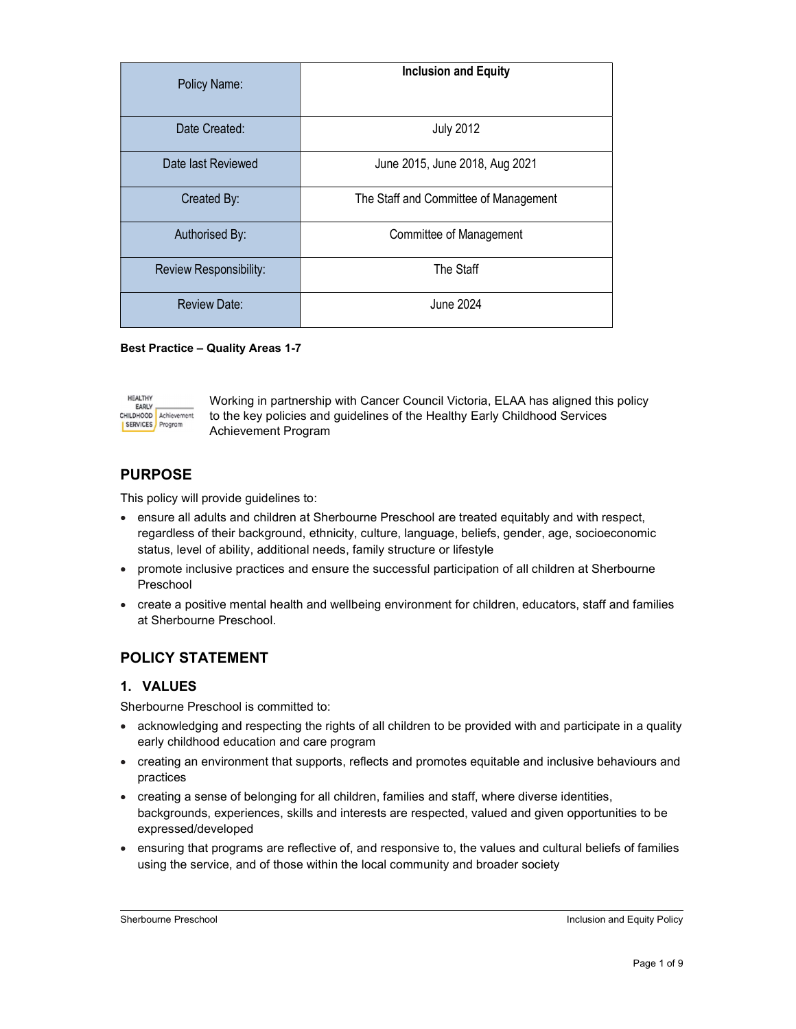| Policy Name: | **Inclusion and Equity** |
| --- | --- |
| Date Created: | July 2012 |
| Date last Reviewed | June 2015, June 2018, Aug 2021 |
| Created By: | The Staff and Committee of Management |
| Authorised By: | Committee of Management |
| Review Responsibility: | The Staff |
| Review Date: | June 2024 |

**Best Practice – Quality Areas 1-7**

Working in partnership with Cancer Council Victoria, ELAA has aligned this policy to the key policies and guidelines of the Healthy Early Childhood Services Achievement Program

## PURPOSE

This policy will provide guidelines to:

- ensure all adults and children at Sherbourne Preschool are treated equitably and with respect, regardless of their background, ethnicity, culture, language, beliefs, gender, age, socioeconomic status, level of ability, additional needs, family structure or lifestyle
- promote inclusive practices and ensure the successful participation of all children at Sherbourne Preschool
- create a positive mental health and wellbeing environment for children, educators, staff and families at Sherbourne Preschool.

## POLICY STATEMENT

### 1. VALUES

Sherbourne Preschool is committed to:

- acknowledging and respecting the rights of all children to be provided with and participate in a quality early childhood education and care program
- creating an environment that supports, reflects and promotes equitable and inclusive behaviours and practices
- creating a sense of belonging for all children, families and staff, where diverse identities, backgrounds, experiences, skills and interests are respected, valued and given opportunities to be expressed/developed
- ensuring that programs are reflective of, and responsive to, the values and cultural beliefs of families using the service, and of those within the local community and broader society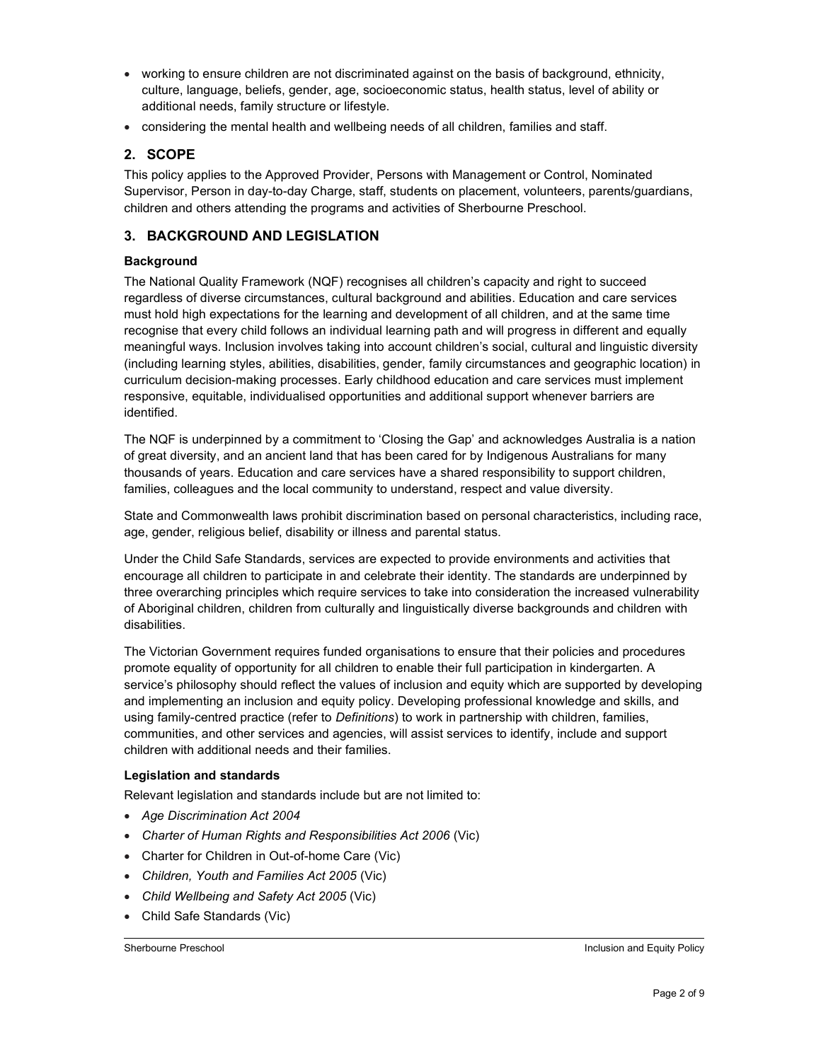- working to ensure children are not discriminated against on the basis of background, ethnicity, culture, language, beliefs, gender, age, socioeconomic status, health status, level of ability or additional needs, family structure or lifestyle.
- considering the mental health and wellbeing needs of all children, families and staff.

## 2. SCOPE

This policy applies to the Approved Provider, Persons with Management or Control, Nominated Supervisor, Person in day-to-day Charge, staff, students on placement, volunteers, parents/guardians, children and others attending the programs and activities of Sherbourne Preschool.

## 3. BACKGROUND AND LEGISLATION

### Background

The National Quality Framework (NQF) recognises all children's capacity and right to succeed regardless of diverse circumstances, cultural background and abilities. Education and care services must hold high expectations for the learning and development of all children, and at the same time recognise that every child follows an individual learning path and will progress in different and equally meaningful ways. Inclusion involves taking into account children's social, cultural and linguistic diversity (including learning styles, abilities, disabilities, gender, family circumstances and geographic location) in curriculum decision-making processes. Early childhood education and care services must implement responsive, equitable, individualised opportunities and additional support whenever barriers are identified.

The NQF is underpinned by a commitment to 'Closing the Gap' and acknowledges Australia is a nation of great diversity, and an ancient land that has been cared for by Indigenous Australians for many thousands of years. Education and care services have a shared responsibility to support children, families, colleagues and the local community to understand, respect and value diversity.

State and Commonwealth laws prohibit discrimination based on personal characteristics, including race, age, gender, religious belief, disability or illness and parental status.

Under the Child Safe Standards, services are expected to provide environments and activities that encourage all children to participate in and celebrate their identity. The standards are underpinned by three overarching principles which require services to take into consideration the increased vulnerability of Aboriginal children, children from culturally and linguistically diverse backgrounds and children with disabilities.

The Victorian Government requires funded organisations to ensure that their policies and procedures promote equality of opportunity for all children to enable their full participation in kindergarten. A service's philosophy should reflect the values of inclusion and equity which are supported by developing and implementing an inclusion and equity policy. Developing professional knowledge and skills, and using family-centred practice (refer to *Definitions*) to work in partnership with children, families, communities, and other services and agencies, will assist services to identify, include and support children with additional needs and their families.

### Legislation and standards

Relevant legislation and standards include but are not limited to:

- *Age Discrimination Act 2004*
- *Charter of Human Rights and Responsibilities Act 2006* (Vic)
- Charter for Children in Out-of-home Care (Vic)
- *Children, Youth and Families Act 2005* (Vic)
- *Child Wellbeing and Safety Act 2005* (Vic)
- Child Safe Standards (Vic)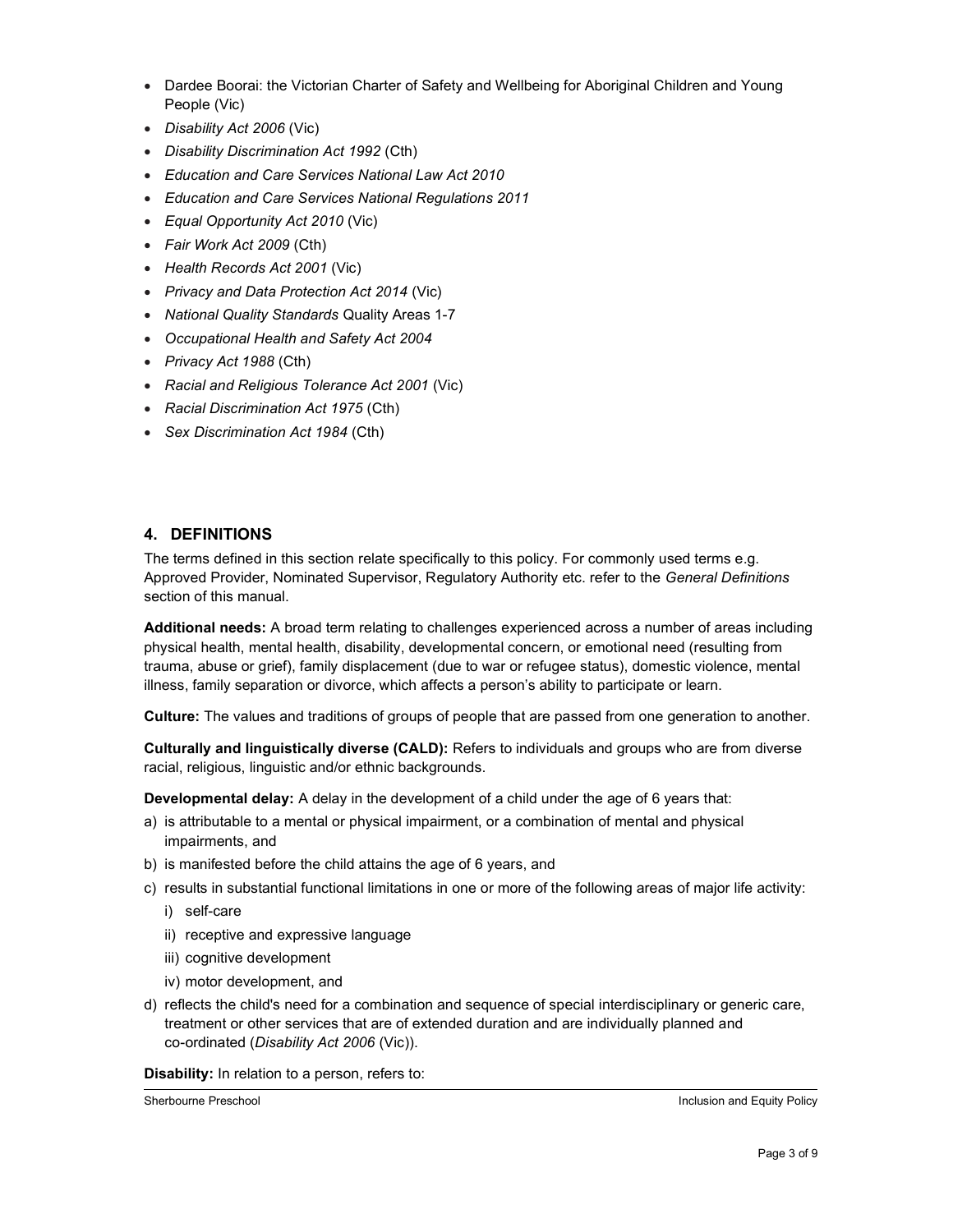- Dardee Boorai: the Victorian Charter of Safety and Wellbeing for Aboriginal Children and Young People (Vic)
- *Disability Act 2006* (Vic)
- *Disability Discrimination Act 1992* (Cth)
- *Education and Care Services National Law Act 2010*
- *Education and Care Services National Regulations 2011*
- *Equal Opportunity Act 2010* (Vic)
- *Fair Work Act 2009* (Cth)
- *Health Records Act 2001* (Vic)
- *Privacy and Data Protection Act 2014* (Vic)
- *National Quality Standards* Quality Areas 1-7
- *Occupational Health and Safety Act 2004*
- *Privacy Act 1988* (Cth)
- *Racial and Religious Tolerance Act 2001* (Vic)
- *Racial Discrimination Act 1975* (Cth)
- *Sex Discrimination Act 1984* (Cth)

## 4. DEFINITIONS

The terms defined in this section relate specifically to this policy. For commonly used terms e.g. Approved Provider, Nominated Supervisor, Regulatory Authority etc. refer to the *General Definitions* section of this manual.

**Additional needs:** A broad term relating to challenges experienced across a number of areas including physical health, mental health, disability, developmental concern, or emotional need (resulting from trauma, abuse or grief), family displacement (due to war or refugee status), domestic violence, mental illness, family separation or divorce, which affects a person's ability to participate or learn.

**Culture:** The values and traditions of groups of people that are passed from one generation to another.

**Culturally and linguistically diverse (CALD):** Refers to individuals and groups who are from diverse racial, religious, linguistic and/or ethnic backgrounds.

**Developmental delay:** A delay in the development of a child under the age of 6 years that:

a) is attributable to a mental or physical impairment, or a combination of mental and physical impairments, and
b) is manifested before the child attains the age of 6 years, and
c) results in substantial functional limitations in one or more of the following areas of major life activity:
   i) self-care
   ii) receptive and expressive language
   iii) cognitive development
   iv) motor development, and
d) reflects the child's need for a combination and sequence of special interdisciplinary or generic care, treatment or other services that are of extended duration and are individually planned and co-ordinated (*Disability Act 2006* (Vic)).

**Disability:** In relation to a person, refers to: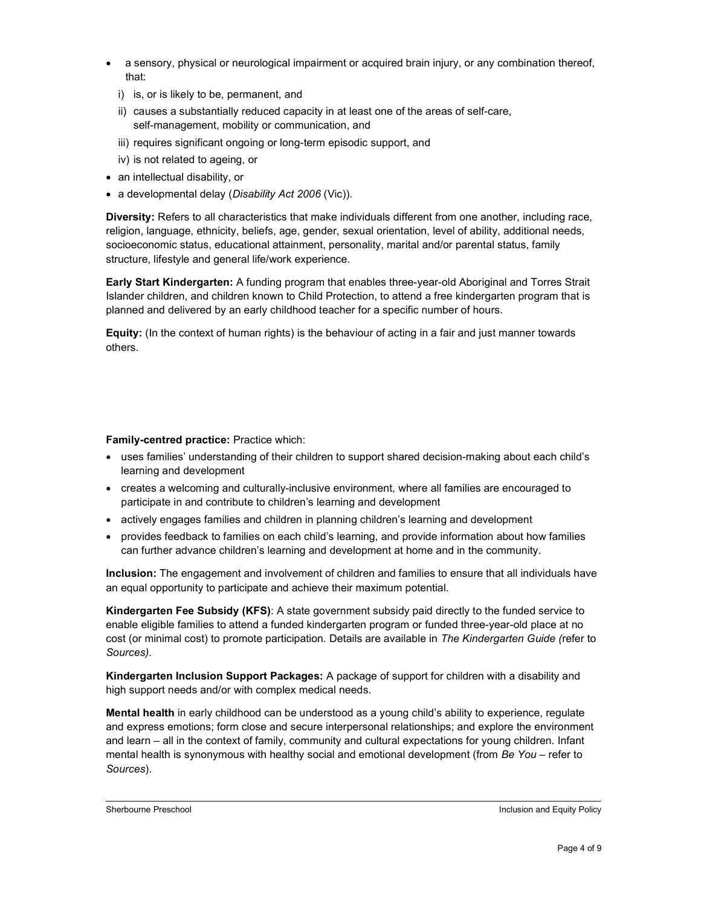- a sensory, physical or neurological impairment or acquired brain injury, or any combination thereof, that:
  i) is, or is likely to be, permanent, and
  ii) causes a substantially reduced capacity in at least one of the areas of self-care, self-management, mobility or communication, and
  iii) requires significant ongoing or long-term episodic support, and
  iv) is not related to ageing, or
- an intellectual disability, or
- a developmental delay (*Disability Act 2006* (Vic)).

**Diversity:** Refers to all characteristics that make individuals different from one another, including race, religion, language, ethnicity, beliefs, age, gender, sexual orientation, level of ability, additional needs, socioeconomic status, educational attainment, personality, marital and/or parental status, family structure, lifestyle and general life/work experience.

**Early Start Kindergarten:** A funding program that enables three-year-old Aboriginal and Torres Strait Islander children, and children known to Child Protection, to attend a free kindergarten program that is planned and delivered by an early childhood teacher for a specific number of hours.

**Equity:** (In the context of human rights) is the behaviour of acting in a fair and just manner towards others.

**Family-centred practice:** Practice which:

- uses families' understanding of their children to support shared decision-making about each child's learning and development
- creates a welcoming and culturally-inclusive environment, where all families are encouraged to participate in and contribute to children's learning and development
- actively engages families and children in planning children's learning and development
- provides feedback to families on each child's learning, and provide information about how families can further advance children's learning and development at home and in the community.

**Inclusion:** The engagement and involvement of children and families to ensure that all individuals have an equal opportunity to participate and achieve their maximum potential.

**Kindergarten Fee Subsidy (KFS)**: A state government subsidy paid directly to the funded service to enable eligible families to attend a funded kindergarten program or funded three-year-old place at no cost (or minimal cost) to promote participation. Details are available in *The Kindergarten Guide (*refer to *Sources)*.

**Kindergarten Inclusion Support Packages:** A package of support for children with a disability and high support needs and/or with complex medical needs.

**Mental health** in early childhood can be understood as a young child's ability to experience, regulate and express emotions; form close and secure interpersonal relationships; and explore the environment and learn – all in the context of family, community and cultural expectations for young children. Infant mental health is synonymous with healthy social and emotional development (from *Be You* – refer to *Sources*).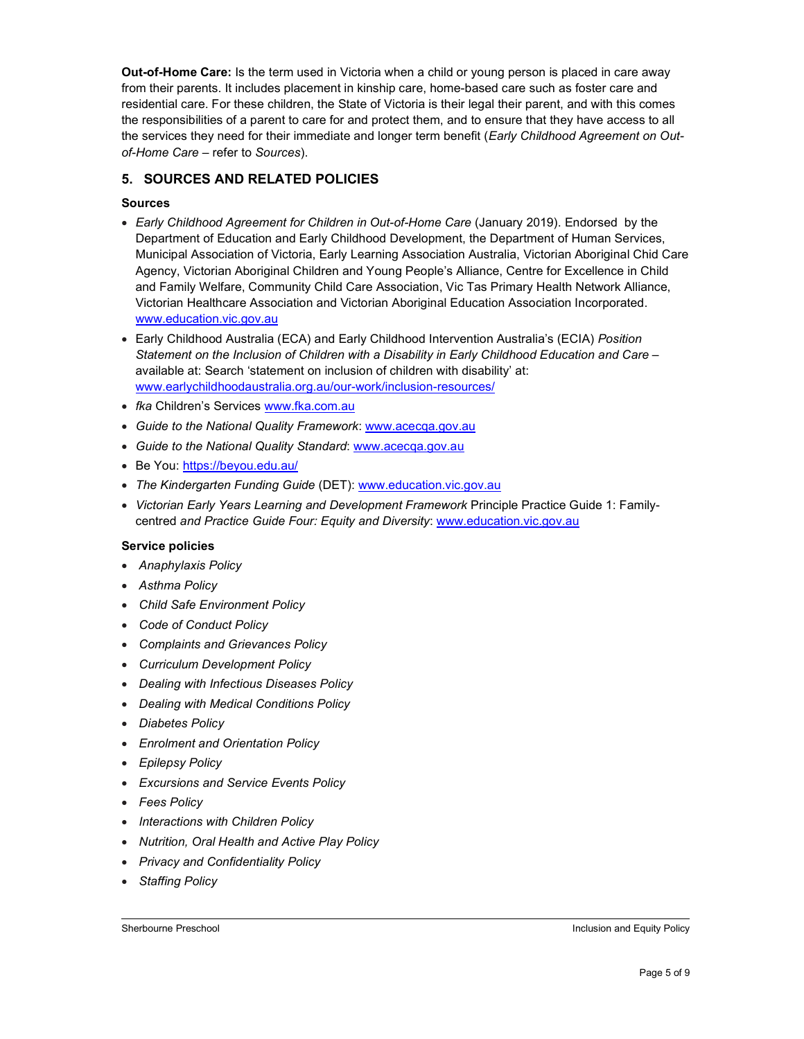**Out-of-Home Care:** Is the term used in Victoria when a child or young person is placed in care away from their parents. It includes placement in kinship care, home-based care such as foster care and residential care. For these children, the State of Victoria is their legal their parent, and with this comes the responsibilities of a parent to care for and protect them, and to ensure that they have access to all the services they need for their immediate and longer term benefit (*Early Childhood Agreement on Out-of-Home Care* – refer to *Sources*).

## 5. SOURCES AND RELATED POLICIES

### Sources

- *Early Childhood Agreement for Children in Out-of-Home Care* (January 2019). Endorsed by the Department of Education and Early Childhood Development, the Department of Human Services, Municipal Association of Victoria, Early Learning Association Australia, Victorian Aboriginal Chid Care Agency, Victorian Aboriginal Children and Young People's Alliance, Centre for Excellence in Child and Family Welfare, Community Child Care Association, Vic Tas Primary Health Network Alliance, Victorian Healthcare Association and Victorian Aboriginal Education Association Incorporated. www.education.vic.gov.au
- Early Childhood Australia (ECA) and Early Childhood Intervention Australia's (ECIA) *Position Statement on the Inclusion of Children with a Disability in Early Childhood Education and Care* – available at: Search 'statement on inclusion of children with disability' at: www.earlychildhoodaustralia.org.au/our-work/inclusion-resources/
- *fka* Children's Services www.fka.com.au
- *Guide to the National Quality Framework*: www.acecqa.gov.au
- *Guide to the National Quality Standard*: www.acecqa.gov.au
- Be You: https://beyou.edu.au/
- *The Kindergarten Funding Guide* (DET): www.education.vic.gov.au
- *Victorian Early Years Learning and Development Framework* Principle Practice Guide 1: Family-centred *and Practice Guide Four: Equity and Diversity*: www.education.vic.gov.au

### Service policies

- *Anaphylaxis Policy*
- *Asthma Policy*
- *Child Safe Environment Policy*
- *Code of Conduct Policy*
- *Complaints and Grievances Policy*
- *Curriculum Development Policy*
- *Dealing with Infectious Diseases Policy*
- *Dealing with Medical Conditions Policy*
- *Diabetes Policy*
- *Enrolment and Orientation Policy*
- *Epilepsy Policy*
- *Excursions and Service Events Policy*
- *Fees Policy*
- *Interactions with Children Policy*
- *Nutrition, Oral Health and Active Play Policy*
- *Privacy and Confidentiality Policy*
- *Staffing Policy*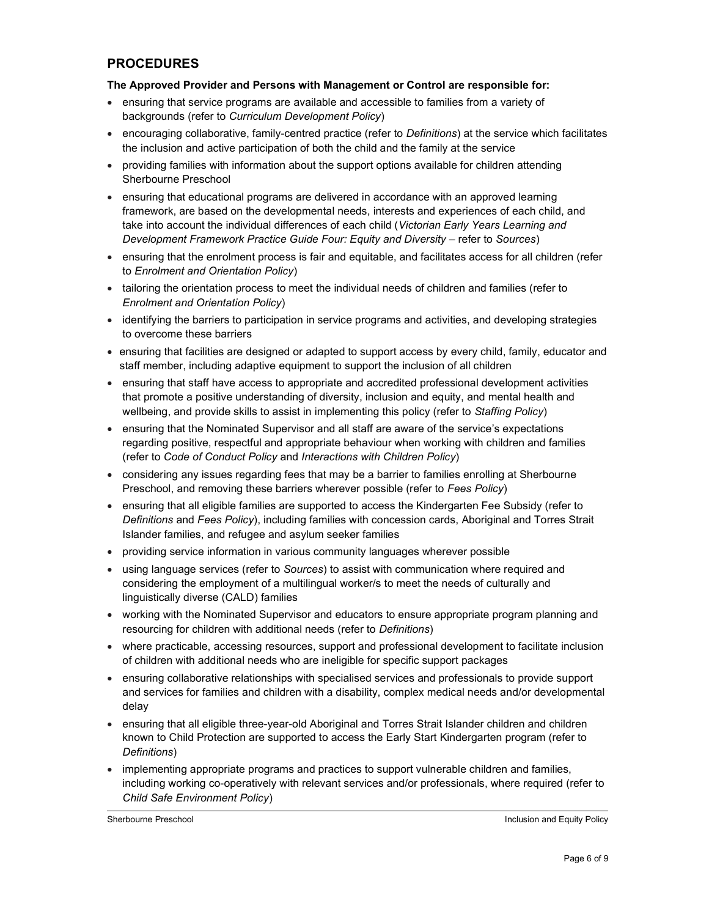## PROCEDURES

**The Approved Provider and Persons with Management or Control are responsible for:**

- ensuring that service programs are available and accessible to families from a variety of backgrounds (refer to *Curriculum Development Policy*)
- encouraging collaborative, family-centred practice (refer to *Definitions*) at the service which facilitates the inclusion and active participation of both the child and the family at the service
- providing families with information about the support options available for children attending Sherbourne Preschool
- ensuring that educational programs are delivered in accordance with an approved learning framework, are based on the developmental needs, interests and experiences of each child, and take into account the individual differences of each child (*Victorian Early Years Learning and Development Framework Practice Guide Four: Equity and Diversity* – refer to *Sources*)
- ensuring that the enrolment process is fair and equitable, and facilitates access for all children (refer to *Enrolment and Orientation Policy*)
- tailoring the orientation process to meet the individual needs of children and families (refer to *Enrolment and Orientation Policy*)
- identifying the barriers to participation in service programs and activities, and developing strategies to overcome these barriers
- ensuring that facilities are designed or adapted to support access by every child, family, educator and staff member, including adaptive equipment to support the inclusion of all children
- ensuring that staff have access to appropriate and accredited professional development activities that promote a positive understanding of diversity, inclusion and equity, and mental health and wellbeing, and provide skills to assist in implementing this policy (refer to *Staffing Policy*)
- ensuring that the Nominated Supervisor and all staff are aware of the service's expectations regarding positive, respectful and appropriate behaviour when working with children and families (refer to *Code of Conduct Policy* and *Interactions with Children Policy*)
- considering any issues regarding fees that may be a barrier to families enrolling at Sherbourne Preschool, and removing these barriers wherever possible (refer to *Fees Policy*)
- ensuring that all eligible families are supported to access the Kindergarten Fee Subsidy (refer to *Definitions* and *Fees Policy*), including families with concession cards, Aboriginal and Torres Strait Islander families, and refugee and asylum seeker families
- providing service information in various community languages wherever possible
- using language services (refer to *Sources*) to assist with communication where required and considering the employment of a multilingual worker/s to meet the needs of culturally and linguistically diverse (CALD) families
- working with the Nominated Supervisor and educators to ensure appropriate program planning and resourcing for children with additional needs (refer to *Definitions*)
- where practicable, accessing resources, support and professional development to facilitate inclusion of children with additional needs who are ineligible for specific support packages
- ensuring collaborative relationships with specialised services and professionals to provide support and services for families and children with a disability, complex medical needs and/or developmental delay
- ensuring that all eligible three-year-old Aboriginal and Torres Strait Islander children and children known to Child Protection are supported to access the Early Start Kindergarten program (refer to *Definitions*)
- implementing appropriate programs and practices to support vulnerable children and families, including working co-operatively with relevant services and/or professionals, where required (refer to *Child Safe Environment Policy*)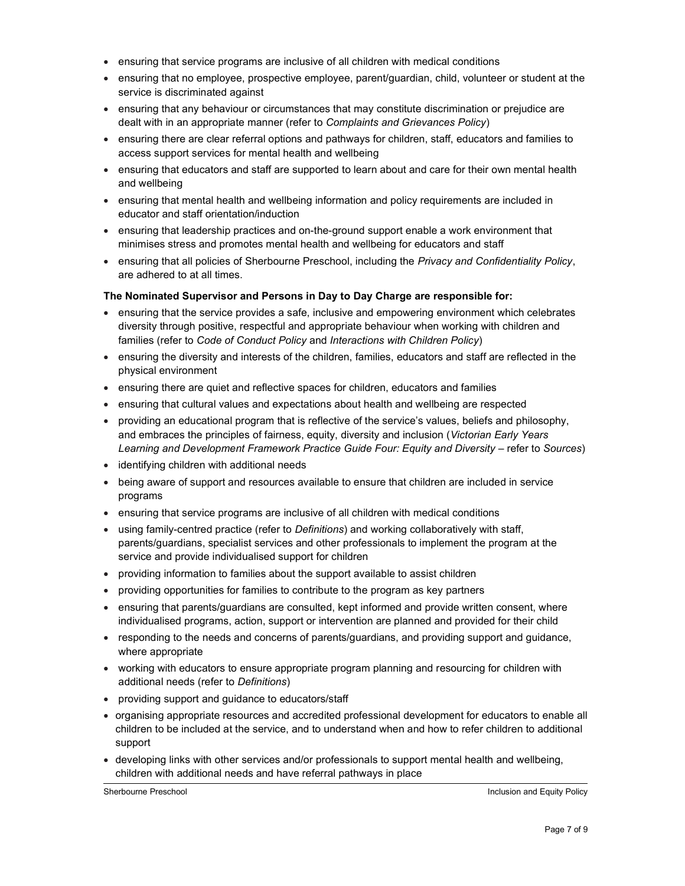- ensuring that service programs are inclusive of all children with medical conditions
- ensuring that no employee, prospective employee, parent/guardian, child, volunteer or student at the service is discriminated against
- ensuring that any behaviour or circumstances that may constitute discrimination or prejudice are dealt with in an appropriate manner (refer to *Complaints and Grievances Policy*)
- ensuring there are clear referral options and pathways for children, staff, educators and families to access support services for mental health and wellbeing
- ensuring that educators and staff are supported to learn about and care for their own mental health and wellbeing
- ensuring that mental health and wellbeing information and policy requirements are included in educator and staff orientation/induction
- ensuring that leadership practices and on-the-ground support enable a work environment that minimises stress and promotes mental health and wellbeing for educators and staff
- ensuring that all policies of Sherbourne Preschool, including the *Privacy and Confidentiality Policy*, are adhered to at all times.

**The Nominated Supervisor and Persons in Day to Day Charge are responsible for:**

- ensuring that the service provides a safe, inclusive and empowering environment which celebrates diversity through positive, respectful and appropriate behaviour when working with children and families (refer to *Code of Conduct Policy* and *Interactions with Children Policy*)
- ensuring the diversity and interests of the children, families, educators and staff are reflected in the physical environment
- ensuring there are quiet and reflective spaces for children, educators and families
- ensuring that cultural values and expectations about health and wellbeing are respected
- providing an educational program that is reflective of the service's values, beliefs and philosophy, and embraces the principles of fairness, equity, diversity and inclusion (*Victorian Early Years Learning and Development Framework Practice Guide Four: Equity and Diversity* – refer to *Sources*)
- identifying children with additional needs
- being aware of support and resources available to ensure that children are included in service programs
- ensuring that service programs are inclusive of all children with medical conditions
- using family-centred practice (refer to *Definitions*) and working collaboratively with staff, parents/guardians, specialist services and other professionals to implement the program at the service and provide individualised support for children
- providing information to families about the support available to assist children
- providing opportunities for families to contribute to the program as key partners
- ensuring that parents/guardians are consulted, kept informed and provide written consent, where individualised programs, action, support or intervention are planned and provided for their child
- responding to the needs and concerns of parents/guardians, and providing support and guidance, where appropriate
- working with educators to ensure appropriate program planning and resourcing for children with additional needs (refer to *Definitions*)
- providing support and guidance to educators/staff
- organising appropriate resources and accredited professional development for educators to enable all children to be included at the service, and to understand when and how to refer children to additional support
- developing links with other services and/or professionals to support mental health and wellbeing, children with additional needs and have referral pathways in place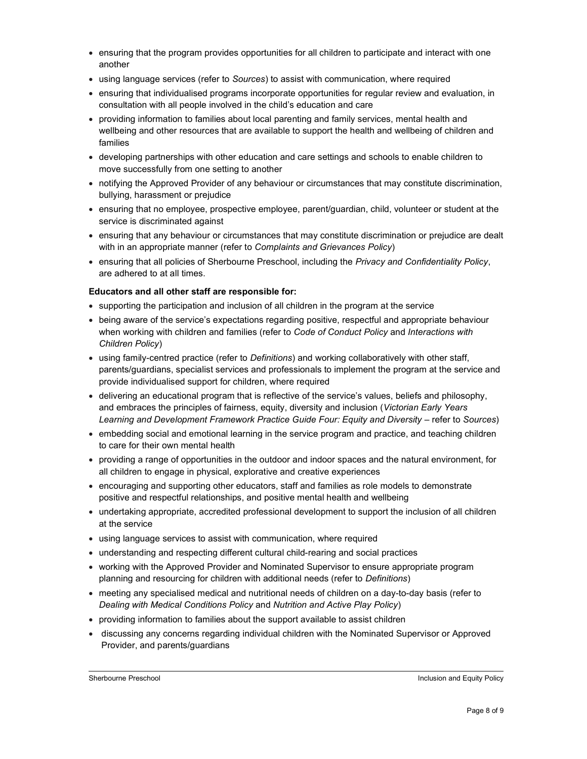- ensuring that the program provides opportunities for all children to participate and interact with one another
- using language services (refer to *Sources*) to assist with communication, where required
- ensuring that individualised programs incorporate opportunities for regular review and evaluation, in consultation with all people involved in the child's education and care
- providing information to families about local parenting and family services, mental health and wellbeing and other resources that are available to support the health and wellbeing of children and families
- developing partnerships with other education and care settings and schools to enable children to move successfully from one setting to another
- notifying the Approved Provider of any behaviour or circumstances that may constitute discrimination, bullying, harassment or prejudice
- ensuring that no employee, prospective employee, parent/guardian, child, volunteer or student at the service is discriminated against
- ensuring that any behaviour or circumstances that may constitute discrimination or prejudice are dealt with in an appropriate manner (refer to *Complaints and Grievances Policy*)
- ensuring that all policies of Sherbourne Preschool, including the *Privacy and Confidentiality Policy*, are adhered to at all times.

**Educators and all other staff are responsible for:**

- supporting the participation and inclusion of all children in the program at the service
- being aware of the service's expectations regarding positive, respectful and appropriate behaviour when working with children and families (refer to *Code of Conduct Policy* and *Interactions with Children Policy*)
- using family-centred practice (refer to *Definitions*) and working collaboratively with other staff, parents/guardians, specialist services and professionals to implement the program at the service and provide individualised support for children, where required
- delivering an educational program that is reflective of the service's values, beliefs and philosophy, and embraces the principles of fairness, equity, diversity and inclusion (*Victorian Early Years Learning and Development Framework Practice Guide Four: Equity and Diversity* – refer to *Sources*)
- embedding social and emotional learning in the service program and practice, and teaching children to care for their own mental health
- providing a range of opportunities in the outdoor and indoor spaces and the natural environment, for all children to engage in physical, explorative and creative experiences
- encouraging and supporting other educators, staff and families as role models to demonstrate positive and respectful relationships, and positive mental health and wellbeing
- undertaking appropriate, accredited professional development to support the inclusion of all children at the service
- using language services to assist with communication, where required
- understanding and respecting different cultural child-rearing and social practices
- working with the Approved Provider and Nominated Supervisor to ensure appropriate program planning and resourcing for children with additional needs (refer to *Definitions*)
- meeting any specialised medical and nutritional needs of children on a day-to-day basis (refer to *Dealing with Medical Conditions Policy* and *Nutrition and Active Play Policy*)
- providing information to families about the support available to assist children
- discussing any concerns regarding individual children with the Nominated Supervisor or Approved Provider, and parents/guardians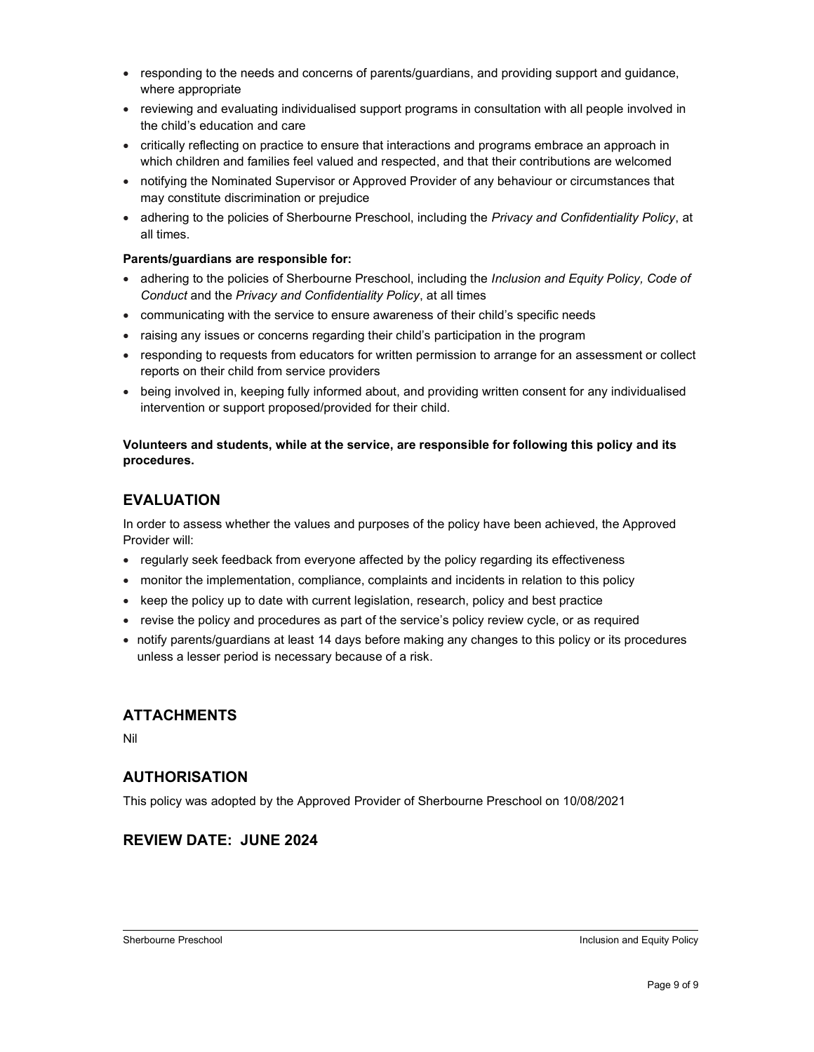- responding to the needs and concerns of parents/guardians, and providing support and guidance, where appropriate
- reviewing and evaluating individualised support programs in consultation with all people involved in the child's education and care
- critically reflecting on practice to ensure that interactions and programs embrace an approach in which children and families feel valued and respected, and that their contributions are welcomed
- notifying the Nominated Supervisor or Approved Provider of any behaviour or circumstances that may constitute discrimination or prejudice
- adhering to the policies of Sherbourne Preschool, including the *Privacy and Confidentiality Policy*, at all times.

**Parents/guardians are responsible for:**

- adhering to the policies of Sherbourne Preschool, including the *Inclusion and Equity Policy, Code of Conduct* and the *Privacy and Confidentiality Policy*, at all times
- communicating with the service to ensure awareness of their child's specific needs
- raising any issues or concerns regarding their child's participation in the program
- responding to requests from educators for written permission to arrange for an assessment or collect reports on their child from service providers
- being involved in, keeping fully informed about, and providing written consent for any individualised intervention or support proposed/provided for their child.

**Volunteers and students, while at the service, are responsible for following this policy and its procedures.**

## EVALUATION

In order to assess whether the values and purposes of the policy have been achieved, the Approved Provider will:

- regularly seek feedback from everyone affected by the policy regarding its effectiveness
- monitor the implementation, compliance, complaints and incidents in relation to this policy
- keep the policy up to date with current legislation, research, policy and best practice
- revise the policy and procedures as part of the service's policy review cycle, or as required
- notify parents/guardians at least 14 days before making any changes to this policy or its procedures unless a lesser period is necessary because of a risk.

## ATTACHMENTS

Nil

## AUTHORISATION

This policy was adopted by the Approved Provider of Sherbourne Preschool on 10/08/2021

## REVIEW DATE: JUNE 2024